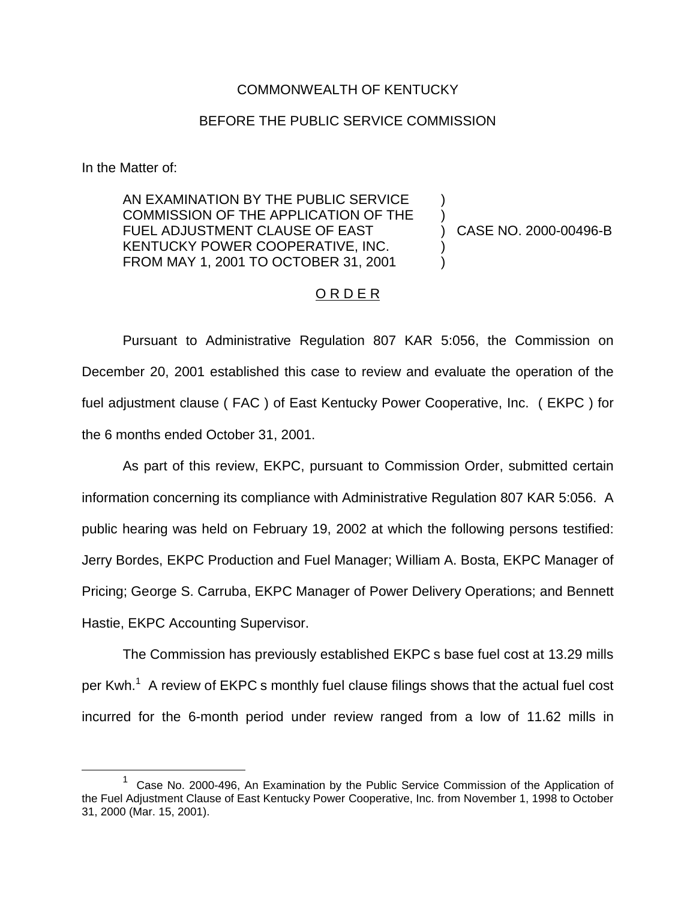COMMONWEALTH OF KENTUCKY

BEFORE THE PUBLIC SERVICE COMMISSION

In the Matter of:

| | | |
|---|---|---|
| AN EXAMINATION BY THE PUBLIC SERVICE COMMISSION OF THE APPLICATION OF THE FUEL ADJUSTMENT CLAUSE OF EAST KENTUCKY POWER COOPERATIVE, INC. FROM MAY 1, 2001 TO OCTOBER 31, 2001 | ) | CASE NO. 2000-00496-B |

O R D E R

Pursuant to Administrative Regulation 807 KAR 5:056, the Commission on December 20, 2001 established this case to review and evaluate the operation of the fuel adjustment clause ( FAC ) of East Kentucky Power Cooperative, Inc. ( EKPC ) for the 6 months ended October 31, 2001.

As part of this review, EKPC, pursuant to Commission Order, submitted certain information concerning its compliance with Administrative Regulation 807 KAR 5:056. A public hearing was held on February 19, 2002 at which the following persons testified: Jerry Bordes, EKPC Production and Fuel Manager; William A. Bosta, EKPC Manager of Pricing; George S. Carruba, EKPC Manager of Power Delivery Operations; and Bennett Hastie, EKPC Accounting Supervisor.

The Commission has previously established EKPC s base fuel cost at 13.29 mills per Kwh.[1] A review of EKPC s monthly fuel clause filings shows that the actual fuel cost incurred for the 6-month period under review ranged from a low of 11.62 mills in

[1] Case No. 2000-496, An Examination by the Public Service Commission of the Application of the Fuel Adjustment Clause of East Kentucky Power Cooperative, Inc. from November 1, 1998 to October 31, 2000 (Mar. 15, 2001).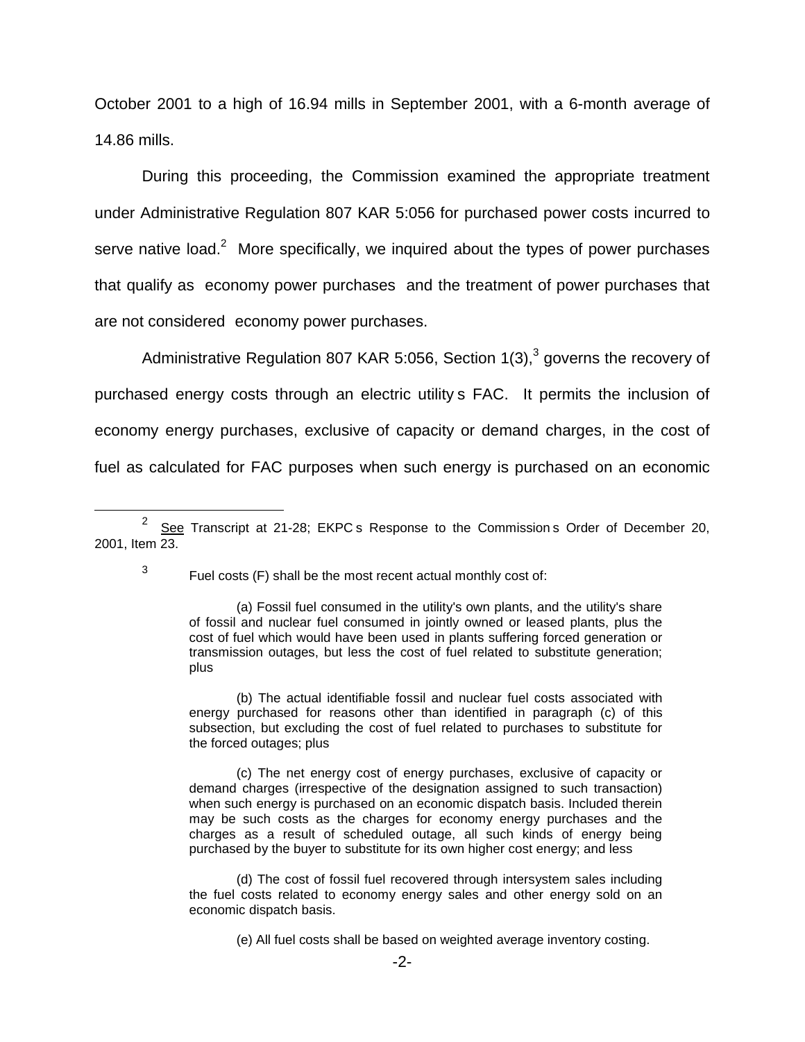October 2001 to a high of 16.94 mills in September 2001, with a 6-month average of 14.86 mills.

During this proceeding, the Commission examined the appropriate treatment under Administrative Regulation 807 KAR 5:056 for purchased power costs incurred to serve native load.[2] More specifically, we inquired about the types of power purchases that qualify as economy power purchases and the treatment of power purchases that are not considered economy power purchases.

Administrative Regulation 807 KAR 5:056, Section 1(3),[3] governs the recovery of purchased energy costs through an electric utility s FAC. It permits the inclusion of economy energy purchases, exclusive of capacity or demand charges, in the cost of fuel as calculated for FAC purposes when such energy is purchased on an economic

---

[2] See Transcript at 21-28; EKPC s Response to the Commission s Order of December 20, 2001, Item 23.

[3] Fuel costs (F) shall be the most recent actual monthly cost of:

> (a) Fossil fuel consumed in the utility's own plants, and the utility's share of fossil and nuclear fuel consumed in jointly owned or leased plants, plus the cost of fuel which would have been used in plants suffering forced generation or transmission outages, but less the cost of fuel related to substitute generation; plus
>
> (b) The actual identifiable fossil and nuclear fuel costs associated with energy purchased for reasons other than identified in paragraph (c) of this subsection, but excluding the cost of fuel related to purchases to substitute for the forced outages; plus
>
> (c) The net energy cost of energy purchases, exclusive of capacity or demand charges (irrespective of the designation assigned to such transaction) when such energy is purchased on an economic dispatch basis. Included therein may be such costs as the charges for economy energy purchases and the charges as a result of scheduled outage, all such kinds of energy being purchased by the buyer to substitute for its own higher cost energy; and less
>
> (d) The cost of fossil fuel recovered through intersystem sales including the fuel costs related to economy energy sales and other energy sold on an economic dispatch basis.
>
> (e) All fuel costs shall be based on weighted average inventory costing.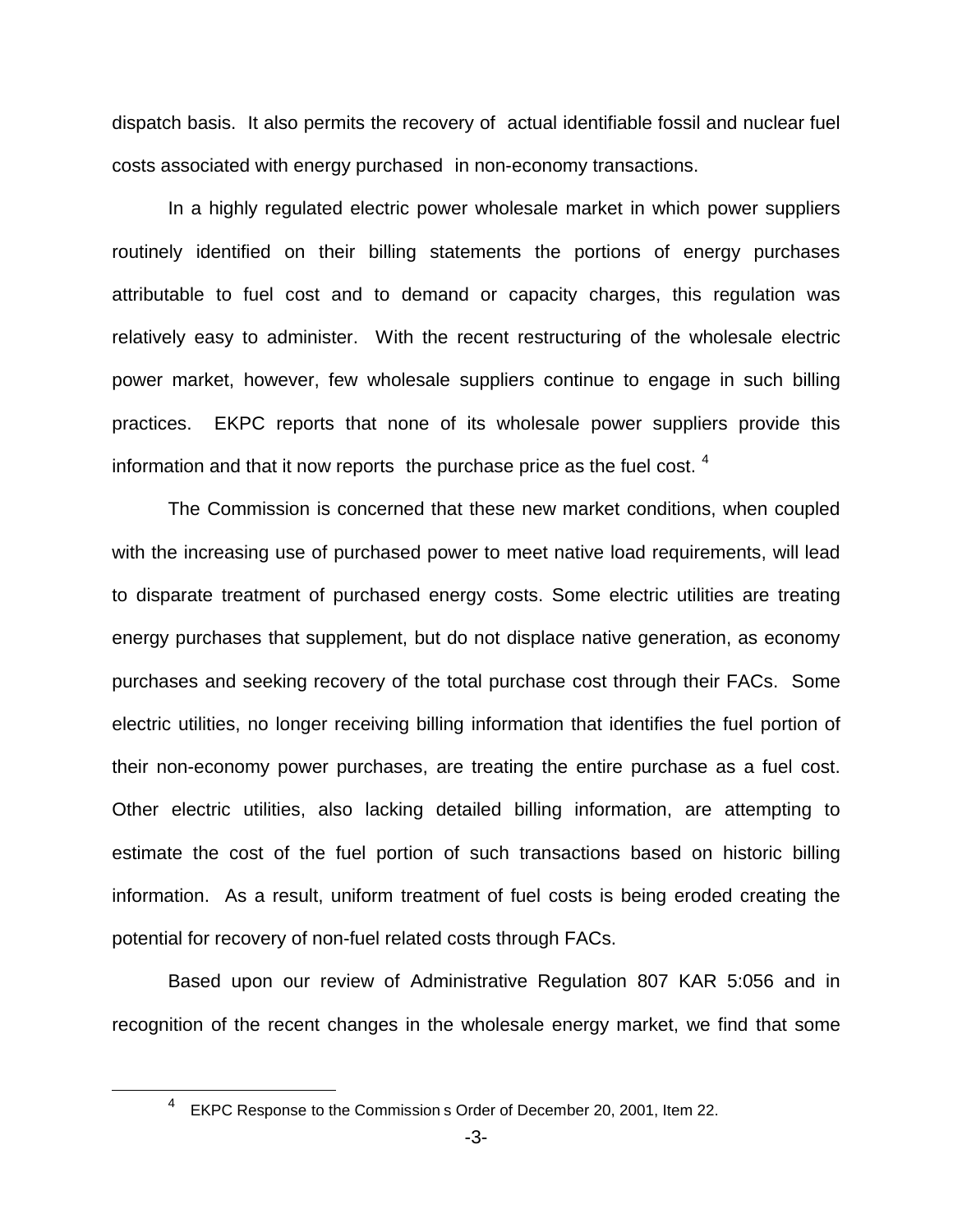dispatch basis. It also permits the recovery of actual identifiable fossil and nuclear fuel costs associated with energy purchased in non-economy transactions.

In a highly regulated electric power wholesale market in which power suppliers routinely identified on their billing statements the portions of energy purchases attributable to fuel cost and to demand or capacity charges, this regulation was relatively easy to administer. With the recent restructuring of the wholesale electric power market, however, few wholesale suppliers continue to engage in such billing practices. EKPC reports that none of its wholesale power suppliers provide this information and that it now reports the purchase price as the fuel cost. [4]

The Commission is concerned that these new market conditions, when coupled with the increasing use of purchased power to meet native load requirements, will lead to disparate treatment of purchased energy costs. Some electric utilities are treating energy purchases that supplement, but do not displace native generation, as economy purchases and seeking recovery of the total purchase cost through their FACs. Some electric utilities, no longer receiving billing information that identifies the fuel portion of their non-economy power purchases, are treating the entire purchase as a fuel cost. Other electric utilities, also lacking detailed billing information, are attempting to estimate the cost of the fuel portion of such transactions based on historic billing information. As a result, uniform treatment of fuel costs is being eroded creating the potential for recovery of non-fuel related costs through FACs.

Based upon our review of Administrative Regulation 807 KAR 5:056 and in recognition of the recent changes in the wholesale energy market, we find that some

---

[4] EKPC Response to the Commission s Order of December 20, 2001, Item 22.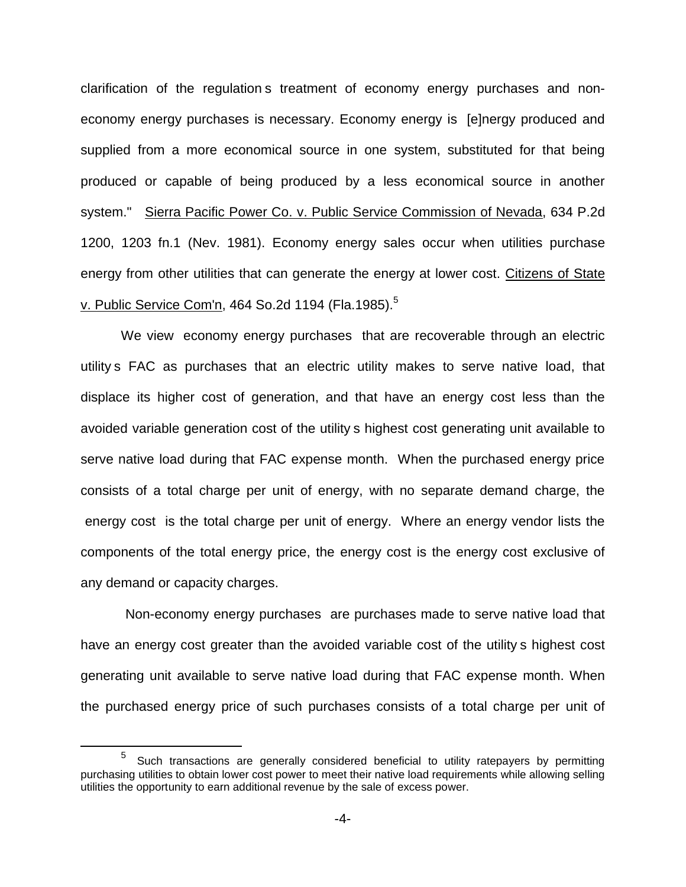clarification of the regulation s treatment of economy energy purchases and non-economy energy purchases is necessary. Economy energy is [e]nergy produced and supplied from a more economical source in one system, substituted for that being produced or capable of being produced by a less economical source in another system." Sierra Pacific Power Co. v. Public Service Commission of Nevada, 634 P.2d 1200, 1203 fn.1 (Nev. 1981). Economy energy sales occur when utilities purchase energy from other utilities that can generate the energy at lower cost. Citizens of State v. Public Service Com'n, 464 So.2d 1194 (Fla.1985).[5]

We view economy energy purchases that are recoverable through an electric utility s FAC as purchases that an electric utility makes to serve native load, that displace its higher cost of generation, and that have an energy cost less than the avoided variable generation cost of the utility s highest cost generating unit available to serve native load during that FAC expense month. When the purchased energy price consists of a total charge per unit of energy, with no separate demand charge, the energy cost is the total charge per unit of energy. Where an energy vendor lists the components of the total energy price, the energy cost is the energy cost exclusive of any demand or capacity charges.

Non-economy energy purchases are purchases made to serve native load that have an energy cost greater than the avoided variable cost of the utility s highest cost generating unit available to serve native load during that FAC expense month. When the purchased energy price of such purchases consists of a total charge per unit of

[5] Such transactions are generally considered beneficial to utility ratepayers by permitting purchasing utilities to obtain lower cost power to meet their native load requirements while allowing selling utilities the opportunity to earn additional revenue by the sale of excess power.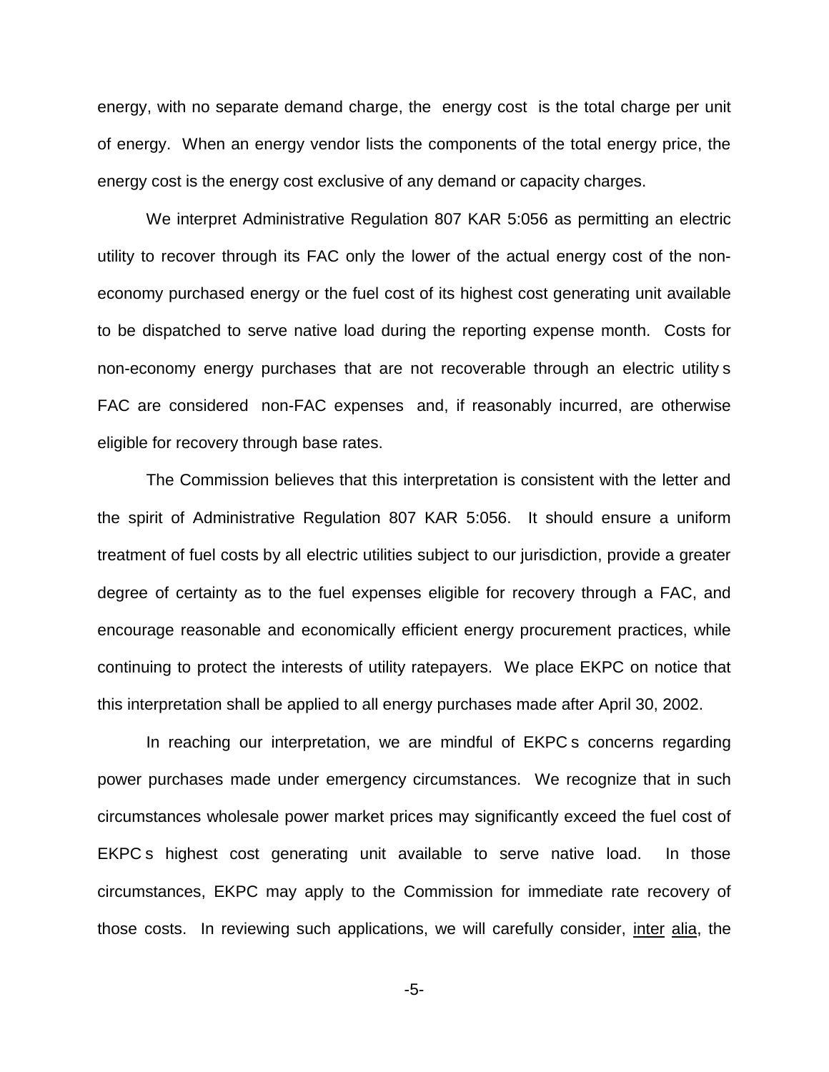energy, with no separate demand charge, the energy cost is the total charge per unit of energy. When an energy vendor lists the components of the total energy price, the energy cost is the energy cost exclusive of any demand or capacity charges.

We interpret Administrative Regulation 807 KAR 5:056 as permitting an electric utility to recover through its FAC only the lower of the actual energy cost of the non-economy purchased energy or the fuel cost of its highest cost generating unit available to be dispatched to serve native load during the reporting expense month. Costs for non-economy energy purchases that are not recoverable through an electric utility s FAC are considered non-FAC expenses and, if reasonably incurred, are otherwise eligible for recovery through base rates.

The Commission believes that this interpretation is consistent with the letter and the spirit of Administrative Regulation 807 KAR 5:056. It should ensure a uniform treatment of fuel costs by all electric utilities subject to our jurisdiction, provide a greater degree of certainty as to the fuel expenses eligible for recovery through a FAC, and encourage reasonable and economically efficient energy procurement practices, while continuing to protect the interests of utility ratepayers. We place EKPC on notice that this interpretation shall be applied to all energy purchases made after April 30, 2002.

In reaching our interpretation, we are mindful of EKPC s concerns regarding power purchases made under emergency circumstances. We recognize that in such circumstances wholesale power market prices may significantly exceed the fuel cost of EKPC s highest cost generating unit available to serve native load. In those circumstances, EKPC may apply to the Commission for immediate rate recovery of those costs. In reviewing such applications, we will carefully consider, inter alia, the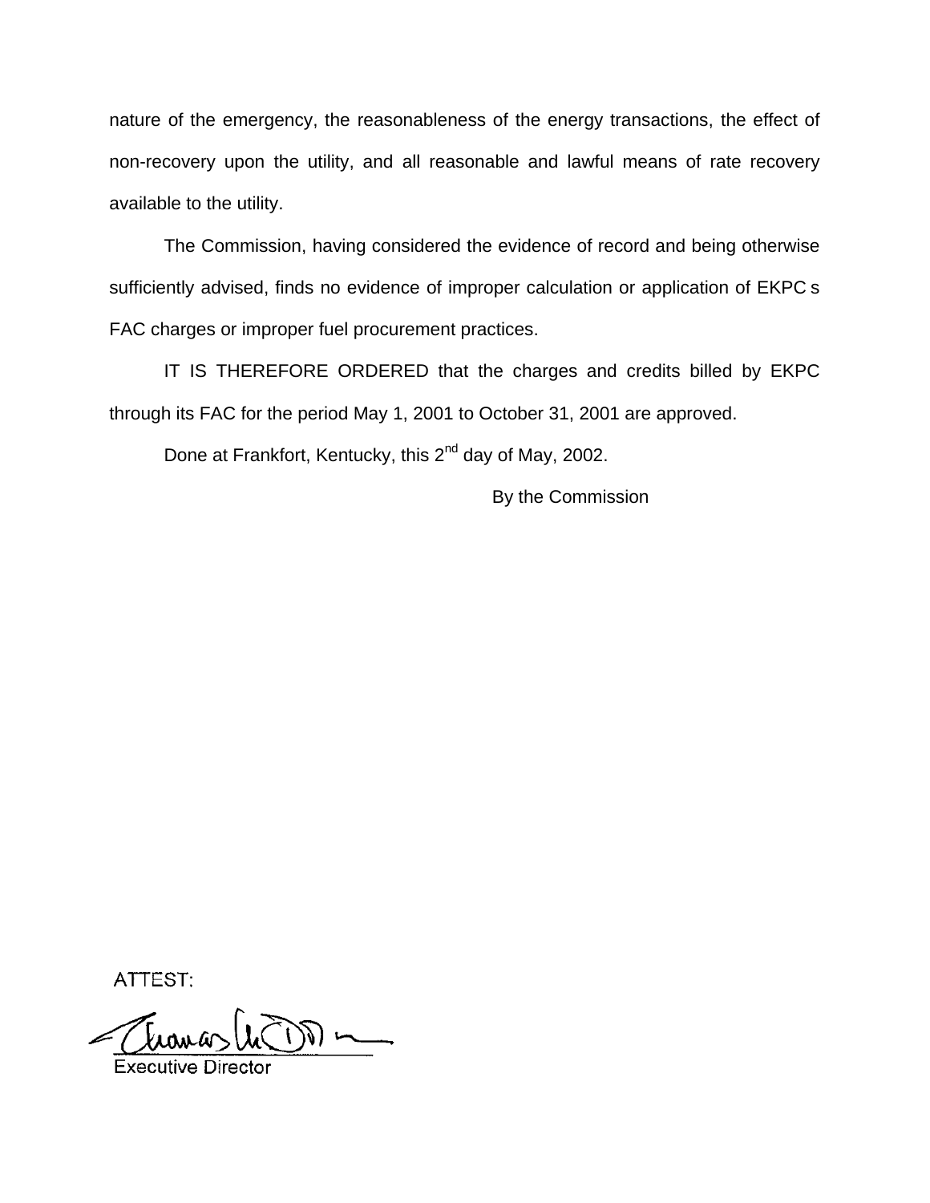nature of the emergency, the reasonableness of the energy transactions, the effect of non-recovery upon the utility, and all reasonable and lawful means of rate recovery available to the utility.

The Commission, having considered the evidence of record and being otherwise sufficiently advised, finds no evidence of improper calculation or application of EKPC s FAC charges or improper fuel procurement practices.

IT IS THEREFORE ORDERED that the charges and credits billed by EKPC through its FAC for the period May 1, 2001 to October 31, 2001 are approved.

Done at Frankfort, Kentucky, this 2nd day of May, 2002.

By the Commission

ATTEST:

Executive Director